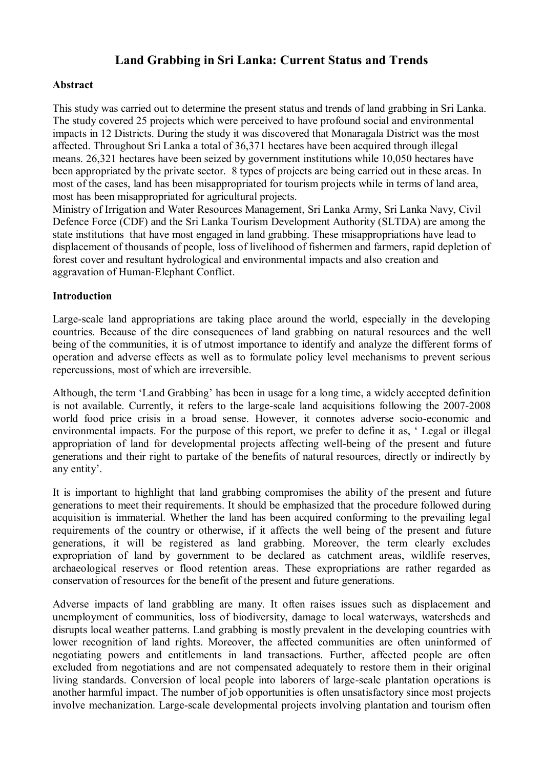# Land Grabbing in Sri Lanka: Current Status and Trends

## Abstract

This study was carried out to determine the present status and trends of land grabbing in Sri Lanka. The study covered 25 projects which were perceived to have profound social and environmental impacts in 12 Districts. During the study it was discovered that Monaragala District was the most affected. Throughout Sri Lanka a total of 36,371 hectares have been acquired through illegal means. 26,321 hectares have been seized by government institutions while 10,050 hectares have been appropriated by the private sector. 8 types of projects are being carried out in these areas. In most of the cases, land has been misappropriated for tourism projects while in terms of land area, most has been misappropriated for agricultural projects.

Ministry of Irrigation and Water Resources Management, Sri Lanka Army, Sri Lanka Navy, Civil Defence Force (CDF) and the Sri Lanka Tourism Development Authority (SLTDA) are among the state institutions that have most engaged in land grabbing. These misappropriations have lead to displacement of thousands of people, loss of livelihood of fishermen and farmers, rapid depletion of forest cover and resultant hydrological and environmental impacts and also creation and aggravation of Human-Elephant Conflict.

## Introduction

Large-scale land appropriations are taking place around the world, especially in the developing countries. Because of the dire consequences of land grabbing on natural resources and the well being of the communities, it is of utmost importance to identify and analyze the different forms of operation and adverse effects as well as to formulate policy level mechanisms to prevent serious repercussions, most of which are irreversible.

Although, the term 'Land Grabbing' has been in usage for a long time, a widely accepted definition is not available. Currently, it refers to the large-scale land acquisitions following the 2007-2008 world food price crisis in a broad sense. However, it connotes adverse socio-economic and environmental impacts. For the purpose of this report, we prefer to define it as, ' Legal or illegal appropriation of land for developmental projects affecting well-being of the present and future generations and their right to partake of the benefits of natural resources, directly or indirectly by any entity'.

It is important to highlight that land grabbing compromises the ability of the present and future generations to meet their requirements. It should be emphasized that the procedure followed during acquisition is immaterial. Whether the land has been acquired conforming to the prevailing legal requirements of the country or otherwise, if it affects the well being of the present and future generations, it will be registered as land grabbing. Moreover, the term clearly excludes expropriation of land by government to be declared as catchment areas, wildlife reserves, archaeological reserves or flood retention areas. These expropriations are rather regarded as conservation of resources for the benefit of the present and future generations.

Adverse impacts of land grabbling are many. It often raises issues such as displacement and unemployment of communities, loss of biodiversity, damage to local waterways, watersheds and disrupts local weather patterns. Land grabbing is mostly prevalent in the developing countries with lower recognition of land rights. Moreover, the affected communities are often uninformed of negotiating powers and entitlements in land transactions. Further, affected people are often excluded from negotiations and are not compensated adequately to restore them in their original living standards. Conversion of local people into laborers of large-scale plantation operations is another harmful impact. The number of job opportunities is often unsatisfactory since most projects involve mechanization. Large-scale developmental projects involving plantation and tourism often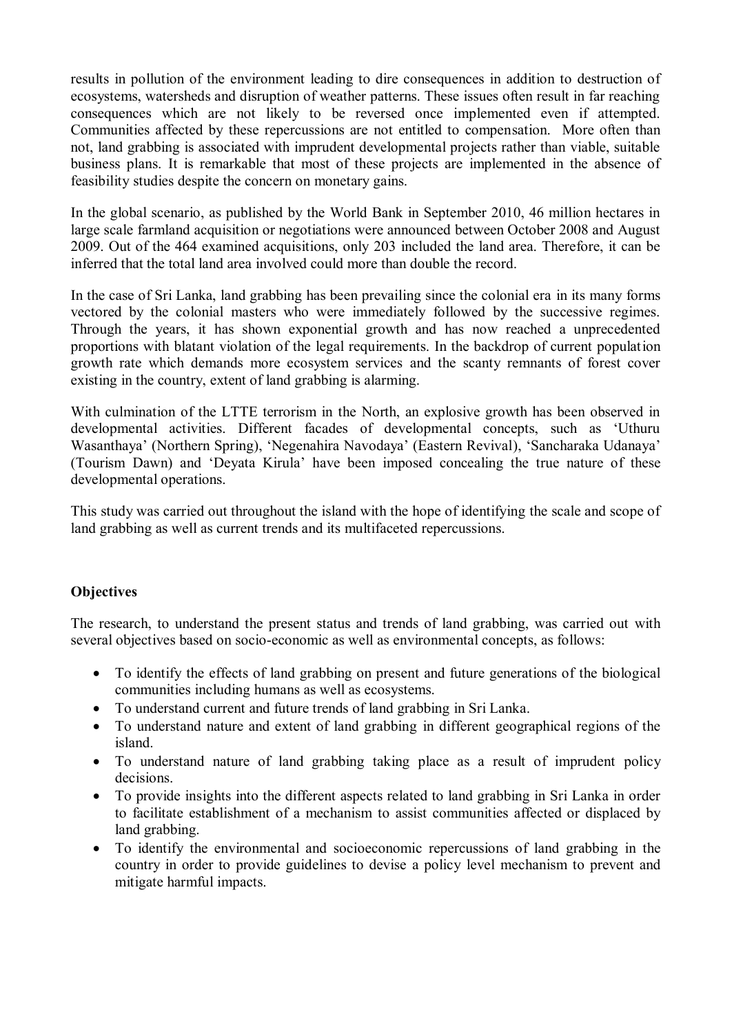results in pollution of the environment leading to dire consequences in addition to destruction of ecosystems, watersheds and disruption of weather patterns. These issues often result in far reaching consequences which are not likely to be reversed once implemented even if attempted. Communities affected by these repercussions are not entitled to compensation. More often than not, land grabbing is associated with imprudent developmental projects rather than viable, suitable business plans. It is remarkable that most of these projects are implemented in the absence of feasibility studies despite the concern on monetary gains.

In the global scenario, as published by the World Bank in September 2010, 46 million hectares in large scale farmland acquisition or negotiations were announced between October 2008 and August 2009. Out of the 464 examined acquisitions, only 203 included the land area. Therefore, it can be inferred that the total land area involved could more than double the record.

In the case of Sri Lanka, land grabbing has been prevailing since the colonial era in its many forms vectored by the colonial masters who were immediately followed by the successive regimes. Through the years, it has shown exponential growth and has now reached a unprecedented proportions with blatant violation of the legal requirements. In the backdrop of current population growth rate which demands more ecosystem services and the scanty remnants of forest cover existing in the country, extent of land grabbing is alarming.

With culmination of the LTTE terrorism in the North, an explosive growth has been observed in developmental activities. Different facades of developmental concepts, such as 'Uthuru Wasanthaya' (Northern Spring), 'Negenahira Navodaya' (Eastern Revival), 'Sancharaka Udanaya' (Tourism Dawn) and 'Deyata Kirula' have been imposed concealing the true nature of these developmental operations.

This study was carried out throughout the island with the hope of identifying the scale and scope of land grabbing as well as current trends and its multifaceted repercussions.

**Objectives**

The research, to understand the present status and trends of land grabbing, was carried out with several objectives based on socio-economic as well as environmental concepts, as follows:

- To identify the effects of land grabbing on present and future generations of the biological communities including humans as well as ecosystems.
- To understand current and future trends of land grabbing in Sri Lanka.
- To understand nature and extent of land grabbing in different geographical regions of the island.
- To understand nature of land grabbing taking place as a result of imprudent policy decisions.
- To provide insights into the different aspects related to land grabbing in Sri Lanka in order to facilitate establishment of a mechanism to assist communities affected or displaced by land grabbing.
- To identify the environmental and socioeconomic repercussions of land grabbing in the country in order to provide guidelines to devise a policy level mechanism to prevent and mitigate harmful impacts.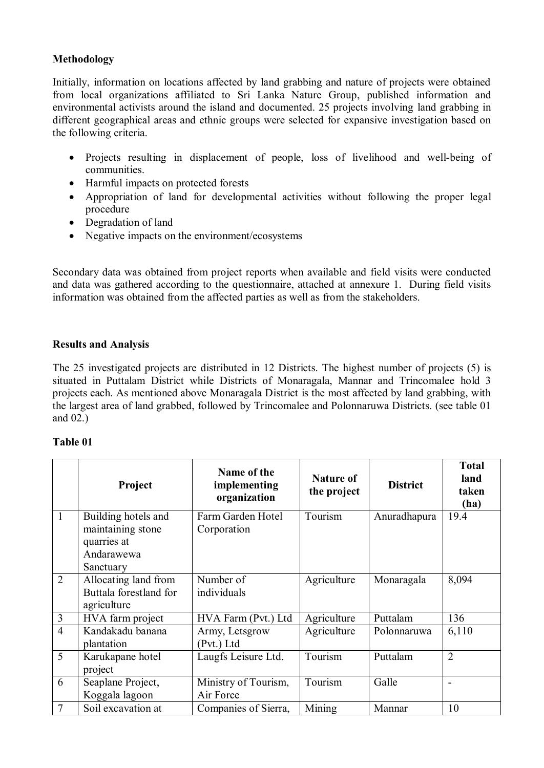**Methodology**

Initially, information on locations affected by land grabbing and nature of projects were obtained from local organizations affiliated to Sri Lanka Nature Group, published information and environmental activists around the island and documented. 25 projects involving land grabbing in different geographical areas and ethnic groups were selected for expansive investigation based on the following criteria.

- Projects resulting in displacement of people, loss of livelihood and well-being of communities.
- Harmful impacts on protected forests
- Appropriation of land for developmental activities without following the proper legal procedure
- Degradation of land
- Negative impacts on the environment/ecosystems

Secondary data was obtained from project reports when available and field visits were conducted and data was gathered according to the questionnaire, attached at annexure 1. During field visits information was obtained from the affected parties as well as from the stakeholders.

**Results and Analysis**

The 25 investigated projects are distributed in 12 Districts. The highest number of projects (5) is situated in Puttalam District while Districts of Monaragala, Mannar and Trincomalee hold 3 projects each. As mentioned above Monaragala District is the most affected by land grabbing, with the largest area of land grabbed, followed by Trincomalee and Polonnaruwa Districts. (see table 01 and 02.)

**Table 01**

| | Project | Name of the implementing organization | Nature of the project | District | Total land taken (ha) |
|---|---|---|---|---|---|
| 1 | Building hotels and maintaining stone quarries at Andarawewa Sanctuary | Farm Garden Hotel Corporation | Tourism | Anuradhapura | 19.4 |
| 2 | Allocating land from Buttala forestland for agriculture | Number of individuals | Agriculture | Monaragala | 8,094 |
| 3 | HVA farm project | HVA Farm (Pvt.) Ltd | Agriculture | Puttalam | 136 |
| 4 | Kandakadu banana plantation | Army, Letsgrow (Pvt.) Ltd | Agriculture | Polonnaruwa | 6,110 |
| 5 | Karukapane hotel project | Laugfs Leisure Ltd. | Tourism | Puttalam | 2 |
| 6 | Seaplane Project, Koggala lagoon | Ministry of Tourism, Air Force | Tourism | Galle | - |
| 7 | Soil excavation at | Companies of Sierra, | Mining | Mannar | 10 |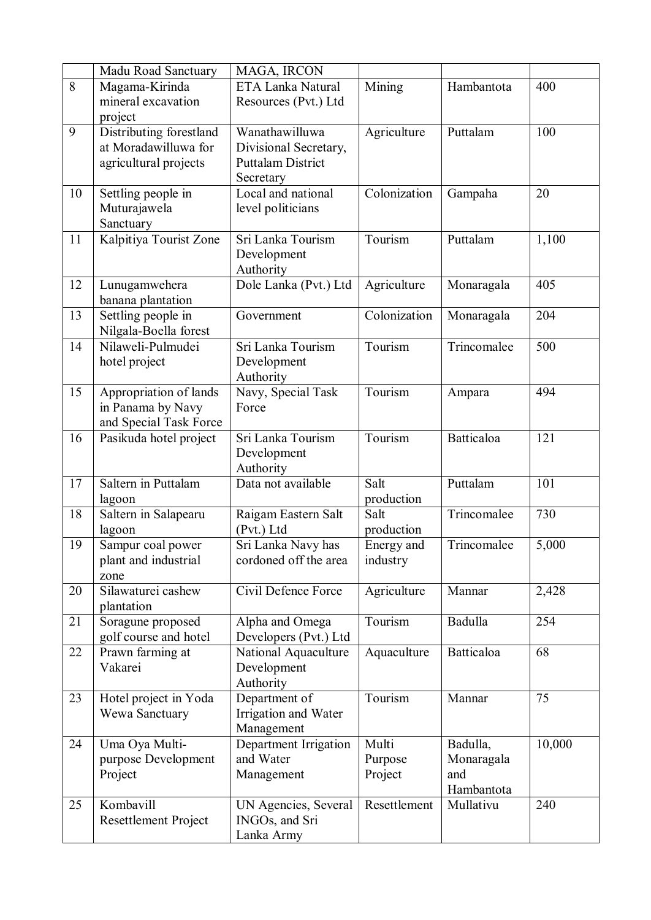| | | | | | |
|---|---|---|---|---|---|
| | Madu Road Sanctuary | MAGA, IRCON | | | |
| 8 | Magama-Kirinda mineral excavation project | ETA Lanka Natural Resources (Pvt.) Ltd | Mining | Hambantota | 400 |
| 9 | Distributing forestland at Moradawilluwa for agricultural projects | Wanathawilluwa Divisional Secretary, Puttalam District Secretary | Agriculture | Puttalam | 100 |
| 10 | Settling people in Muturajawela Sanctuary | Local and national level politicians | Colonization | Gampaha | 20 |
| 11 | Kalpitiya Tourist Zone | Sri Lanka Tourism Development Authority | Tourism | Puttalam | 1,100 |
| 12 | Lunugamwehera banana plantation | Dole Lanka (Pvt.) Ltd | Agriculture | Monaragala | 405 |
| 13 | Settling people in Nilgala-Boella forest | Government | Colonization | Monaragala | 204 |
| 14 | Nilaweli-Pulmudei hotel project | Sri Lanka Tourism Development Authority | Tourism | Trincomalee | 500 |
| 15 | Appropriation of lands in Panama by Navy and Special Task Force | Navy, Special Task Force | Tourism | Ampara | 494 |
| 16 | Pasikuda hotel project | Sri Lanka Tourism Development Authority | Tourism | Batticaloa | 121 |
| 17 | Saltern in Puttalam lagoon | Data not available | Salt production | Puttalam | 101 |
| 18 | Saltern in Salapearu lagoon | Raigam Eastern Salt (Pvt.) Ltd | Salt production | Trincomalee | 730 |
| 19 | Sampur coal power plant and industrial zone | Sri Lanka Navy has cordoned off the area | Energy and industry | Trincomalee | 5,000 |
| 20 | Silawaturei cashew plantation | Civil Defence Force | Agriculture | Mannar | 2,428 |
| 21 | Soragune proposed golf course and hotel | Alpha and Omega Developers (Pvt.) Ltd | Tourism | Badulla | 254 |
| 22 | Prawn farming at Vakarei | National Aquaculture Development Authority | Aquaculture | Batticaloa | 68 |
| 23 | Hotel project in Yoda Wewa Sanctuary | Department of Irrigation and Water Management | Tourism | Mannar | 75 |
| 24 | Uma Oya Multi-purpose Development Project | Department Irrigation and Water Management | Multi Purpose Project | Badulla, Monaragala and Hambantota | 10,000 |
| 25 | Kombavill Resettlement Project | UN Agencies, Several INGOs, and Sri Lanka Army | Resettlement | Mullativu | 240 |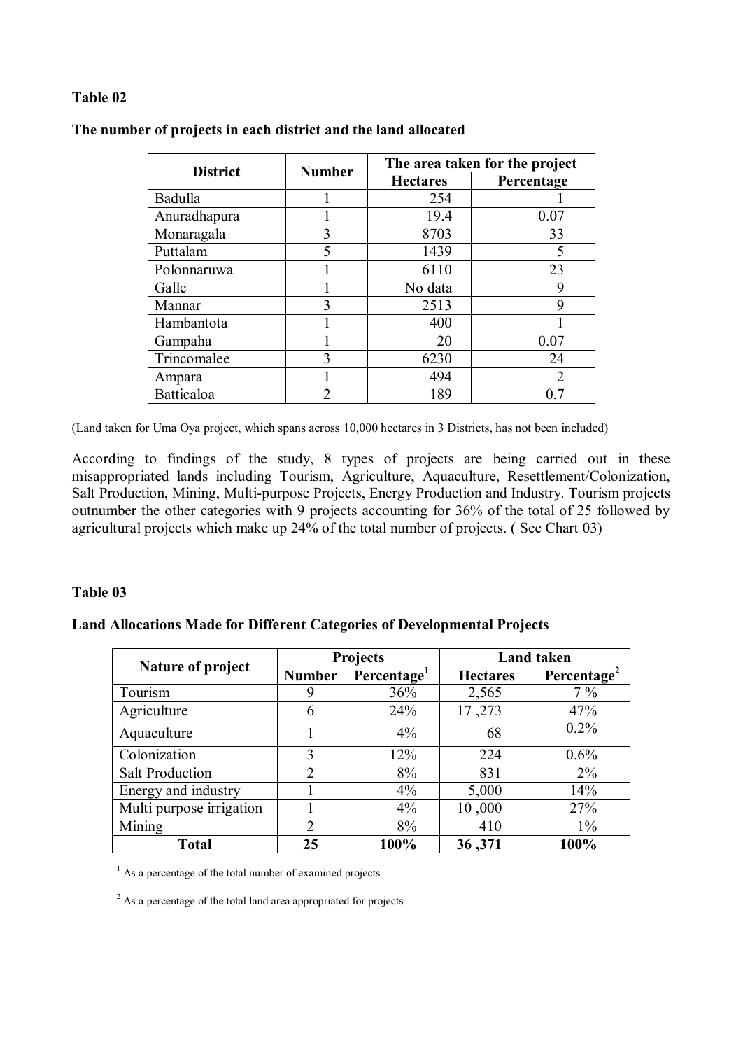**Table 02**

**The number of projects in each district and the land allocated**

| District | Number | The area taken for the project | |
|---|---|---|---|
| | | **Hectares** | **Percentage** |
| Badulla | 1 | 254 | 1 |
| Anuradhapura | 1 | 19.4 | 0.07 |
| Monaragala | 3 | 8703 | 33 |
| Puttalam | 5 | 1439 | 5 |
| Polonnaruwa | 1 | 6110 | 23 |
| Galle | 1 | No data | 9 |
| Mannar | 3 | 2513 | 9 |
| Hambantota | 1 | 400 | 1 |
| Gampaha | 1 | 20 | 0.07 |
| Trincomalee | 3 | 6230 | 24 |
| Ampara | 1 | 494 | 2 |
| Batticaloa | 2 | 189 | 0.7 |

(Land taken for Uma Oya project, which spans across 10,000 hectares in 3 Districts, has not been included)

According to findings of the study, 8 types of projects are being carried out in these misappropriated lands including Tourism, Agriculture, Aquaculture, Resettlement/Colonization, Salt Production, Mining, Multi-purpose Projects, Energy Production and Industry. Tourism projects outnumber the other categories with 9 projects accounting for 36% of the total of 25 followed by agricultural projects which make up 24% of the total number of projects. ( See Chart 03)

**Table 03**

**Land Allocations Made for Different Categories of Developmental Projects**

| Nature of project | Projects | | Land taken | |
|---|---|---|---|---|
| | **Number** | **Percentage[1]** | **Hectares** | **Percentage[2]** |
| Tourism | 9 | 36% | 2,565 | 7 % |
| Agriculture | 6 | 24% | 17 ,273 | 47% |
| Aquaculture | 1 | 4% | 68 | 0.2% |
| Colonization | 3 | 12% | 224 | 0.6% |
| Salt Production | 2 | 8% | 831 | 2% |
| Energy and industry | 1 | 4% | 5,000 | 14% |
| Multi purpose irrigation | 1 | 4% | 10 ,000 | 27% |
| Mining | 2 | 8% | 410 | 1% |
| **Total** | **25** | **100%** | **36 ,371** | **100%** |

[1] As a percentage of the total number of examined projects

[2] As a percentage of the total land area appropriated for projects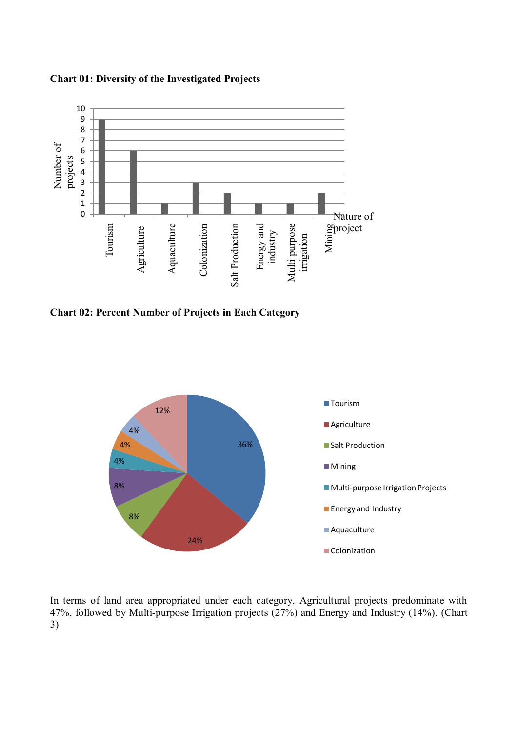**Chart 01: Diversity of the Investigated Projects**

| Nature of project | Number of projects |
|---|---|
| Tourism | 9 |
| Agriculture | 6 |
| Aquaculture | 1 |
| Colonization | 3 |
| Salt Production | 2 |
| Energy and industry | 1 |
| Multi purpose irrigation | 1 |
| Mining | 2 |

**Chart 02: Percent Number of Projects in Each Category**

| Category | Percent |
|---|---|
| Tourism | 36% |
| Agriculture | 24% |
| Salt Production | 8% |
| Mining | 8% |
| Multi-purpose Irrigation Projects | 4% |
| Energy and Industry | 4% |
| Aquaculture | 4% |
| Colonization | 12% |

In terms of land area appropriated under each category, Agricultural projects predominate with 47%, followed by Multi-purpose Irrigation projects (27%) and Energy and Industry (14%). (Chart 3)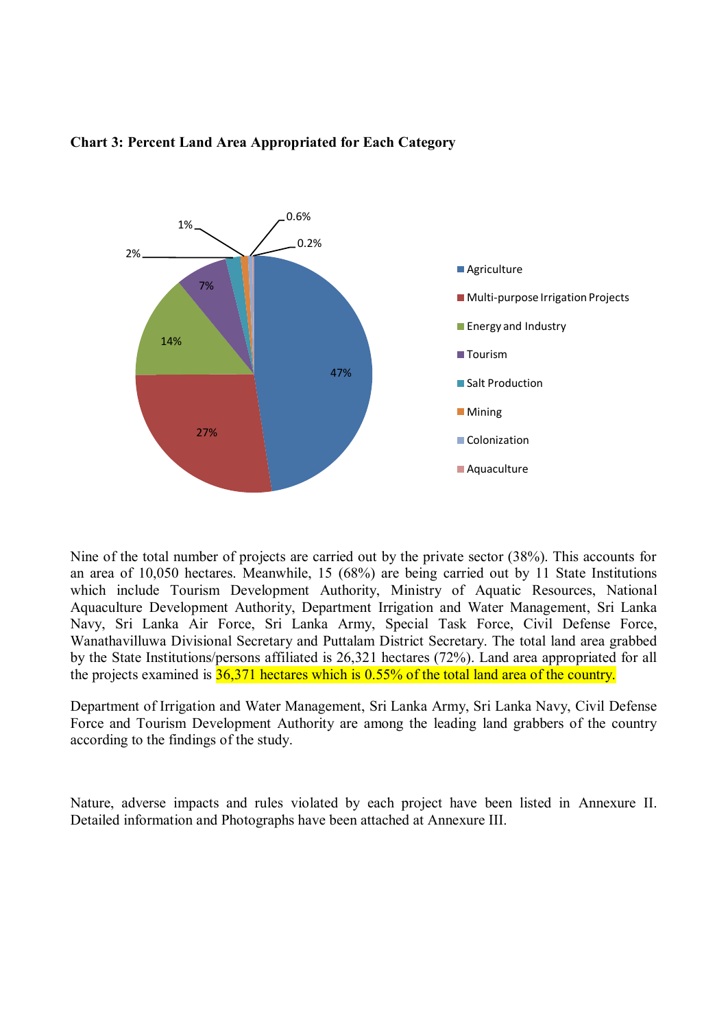**Chart 3: Percent Land Area Appropriated for Each Category**

| Category | Percent |
|---|---|
| Agriculture | 47% |
| Multi-purpose Irrigation Projects | 27% |
| Energy and Industry | 14% |
| Tourism | 7% |
| Salt Production | 2% |
| Mining | 1% |
| Colonization | 0.6% |
| Aquaculture | 0.2% |

Nine of the total number of projects are carried out by the private sector (38%). This accounts for an area of 10,050 hectares. Meanwhile, 15 (68%) are being carried out by 11 State Institutions which include Tourism Development Authority, Ministry of Aquatic Resources, National Aquaculture Development Authority, Department Irrigation and Water Management, Sri Lanka Navy, Sri Lanka Air Force, Sri Lanka Army, Special Task Force, Civil Defense Force, Wanathavilluwa Divisional Secretary and Puttalam District Secretary. The total land area grabbed by the State Institutions/persons affiliated is 26,321 hectares (72%). Land area appropriated for all the projects examined is 36,371 hectares which is 0.55% of the total land area of the country.

Department of Irrigation and Water Management, Sri Lanka Army, Sri Lanka Navy, Civil Defense Force and Tourism Development Authority are among the leading land grabbers of the country according to the findings of the study.

Nature, adverse impacts and rules violated by each project have been listed in Annexure II. Detailed information and Photographs have been attached at Annexure III.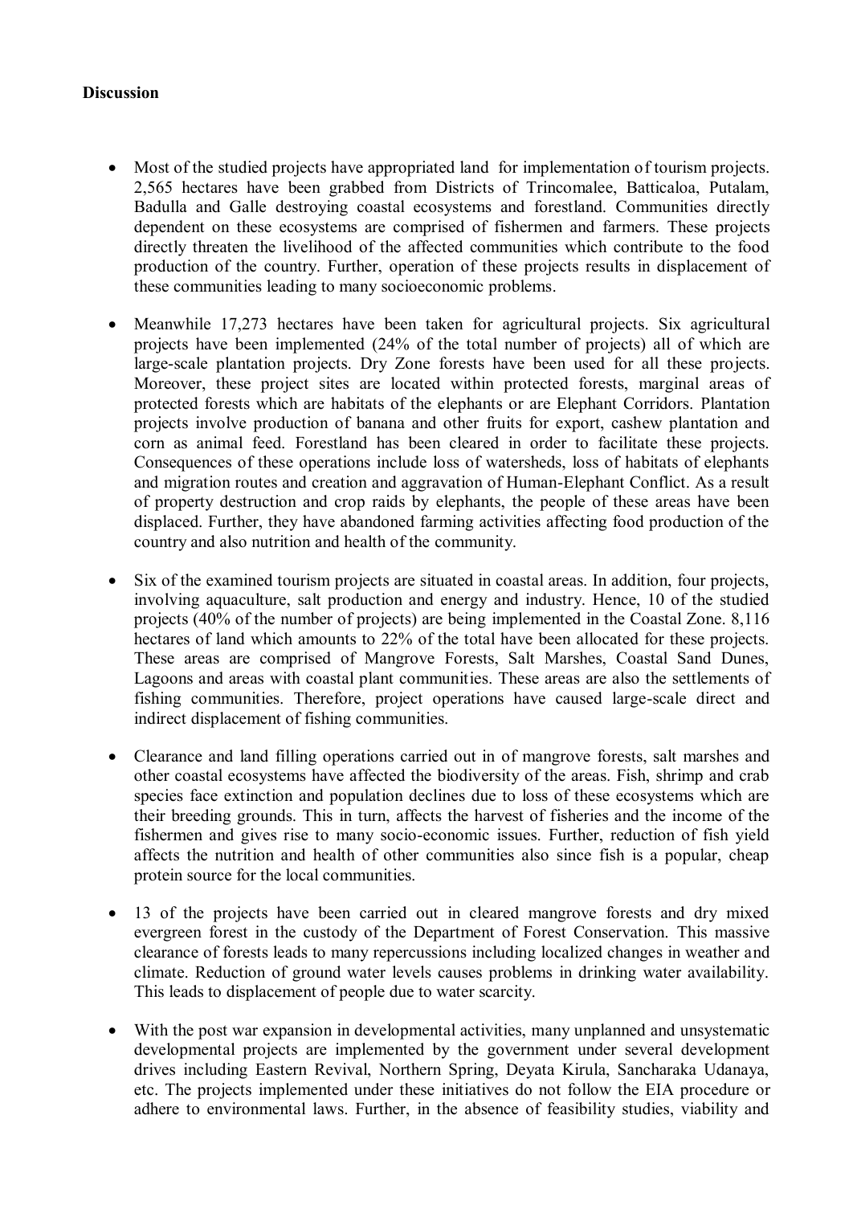**Discussion**

- Most of the studied projects have appropriated land for implementation of tourism projects. 2,565 hectares have been grabbed from Districts of Trincomalee, Batticaloa, Putalam, Badulla and Galle destroying coastal ecosystems and forestland. Communities directly dependent on these ecosystems are comprised of fishermen and farmers. These projects directly threaten the livelihood of the affected communities which contribute to the food production of the country. Further, operation of these projects results in displacement of these communities leading to many socioeconomic problems.

- Meanwhile 17,273 hectares have been taken for agricultural projects. Six agricultural projects have been implemented (24% of the total number of projects) all of which are large-scale plantation projects. Dry Zone forests have been used for all these projects. Moreover, these project sites are located within protected forests, marginal areas of protected forests which are habitats of the elephants or are Elephant Corridors. Plantation projects involve production of banana and other fruits for export, cashew plantation and corn as animal feed. Forestland has been cleared in order to facilitate these projects. Consequences of these operations include loss of watersheds, loss of habitats of elephants and migration routes and creation and aggravation of Human-Elephant Conflict. As a result of property destruction and crop raids by elephants, the people of these areas have been displaced. Further, they have abandoned farming activities affecting food production of the country and also nutrition and health of the community.

- Six of the examined tourism projects are situated in coastal areas. In addition, four projects, involving aquaculture, salt production and energy and industry. Hence, 10 of the studied projects (40% of the number of projects) are being implemented in the Coastal Zone. 8,116 hectares of land which amounts to 22% of the total have been allocated for these projects. These areas are comprised of Mangrove Forests, Salt Marshes, Coastal Sand Dunes, Lagoons and areas with coastal plant communities. These areas are also the settlements of fishing communities. Therefore, project operations have caused large-scale direct and indirect displacement of fishing communities.

- Clearance and land filling operations carried out in of mangrove forests, salt marshes and other coastal ecosystems have affected the biodiversity of the areas. Fish, shrimp and crab species face extinction and population declines due to loss of these ecosystems which are their breeding grounds. This in turn, affects the harvest of fisheries and the income of the fishermen and gives rise to many socio-economic issues. Further, reduction of fish yield affects the nutrition and health of other communities also since fish is a popular, cheap protein source for the local communities.

- 13 of the projects have been carried out in cleared mangrove forests and dry mixed evergreen forest in the custody of the Department of Forest Conservation. This massive clearance of forests leads to many repercussions including localized changes in weather and climate. Reduction of ground water levels causes problems in drinking water availability. This leads to displacement of people due to water scarcity.

- With the post war expansion in developmental activities, many unplanned and unsystematic developmental projects are implemented by the government under several development drives including Eastern Revival, Northern Spring, Deyata Kirula, Sancharaka Udanaya, etc. The projects implemented under these initiatives do not follow the EIA procedure or adhere to environmental laws. Further, in the absence of feasibility studies, viability and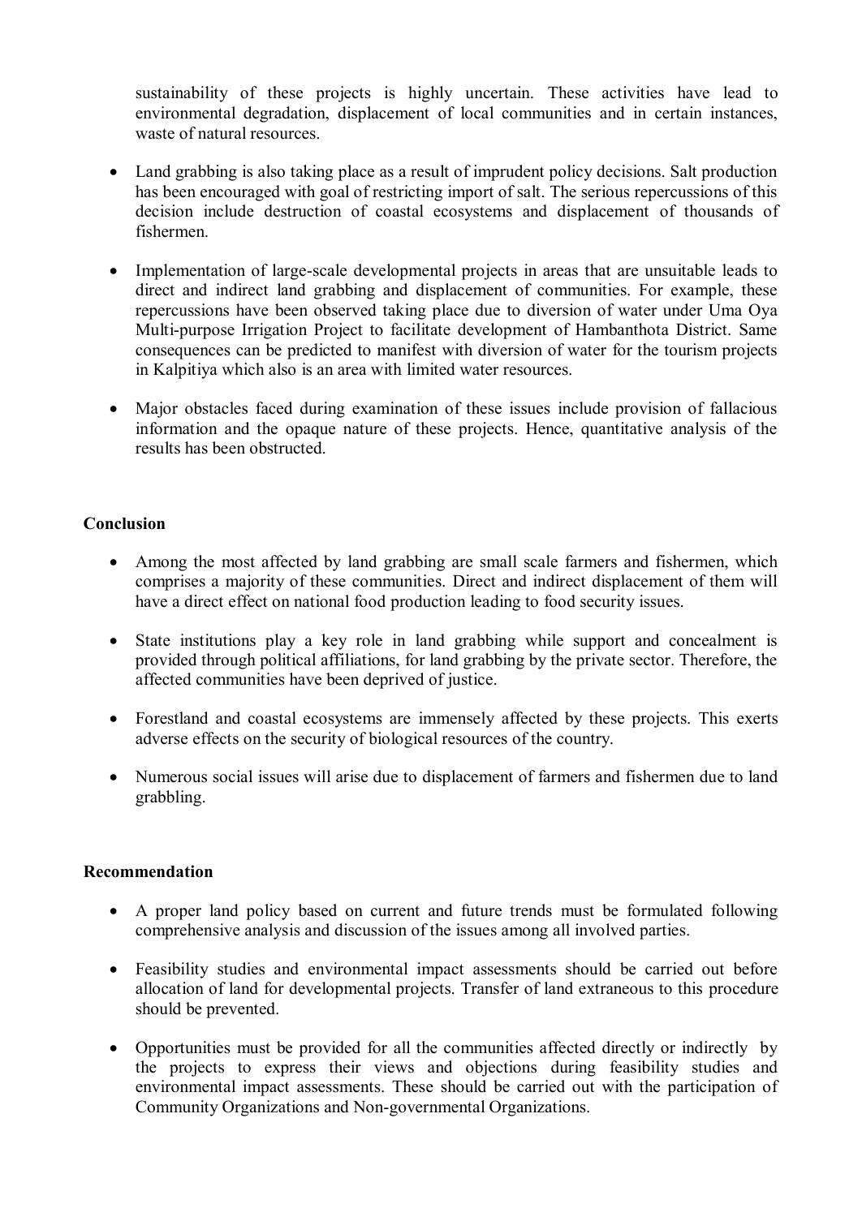sustainability of these projects is highly uncertain. These activities have lead to environmental degradation, displacement of local communities and in certain instances, waste of natural resources.

- Land grabbing is also taking place as a result of imprudent policy decisions. Salt production has been encouraged with goal of restricting import of salt. The serious repercussions of this decision include destruction of coastal ecosystems and displacement of thousands of fishermen.

- Implementation of large-scale developmental projects in areas that are unsuitable leads to direct and indirect land grabbing and displacement of communities. For example, these repercussions have been observed taking place due to diversion of water under Uma Oya Multi-purpose Irrigation Project to facilitate development of Hambanthota District. Same consequences can be predicted to manifest with diversion of water for the tourism projects in Kalpitiya which also is an area with limited water resources.

- Major obstacles faced during examination of these issues include provision of fallacious information and the opaque nature of these projects. Hence, quantitative analysis of the results has been obstructed.

**Conclusion**

- Among the most affected by land grabbing are small scale farmers and fishermen, which comprises a majority of these communities. Direct and indirect displacement of them will have a direct effect on national food production leading to food security issues.

- State institutions play a key role in land grabbing while support and concealment is provided through political affiliations, for land grabbing by the private sector. Therefore, the affected communities have been deprived of justice.

- Forestland and coastal ecosystems are immensely affected by these projects. This exerts adverse effects on the security of biological resources of the country.

- Numerous social issues will arise due to displacement of farmers and fishermen due to land grabbling.

**Recommendation**

- A proper land policy based on current and future trends must be formulated following comprehensive analysis and discussion of the issues among all involved parties.

- Feasibility studies and environmental impact assessments should be carried out before allocation of land for developmental projects. Transfer of land extraneous to this procedure should be prevented.

- Opportunities must be provided for all the communities affected directly or indirectly by the projects to express their views and objections during feasibility studies and environmental impact assessments. These should be carried out with the participation of Community Organizations and Non-governmental Organizations.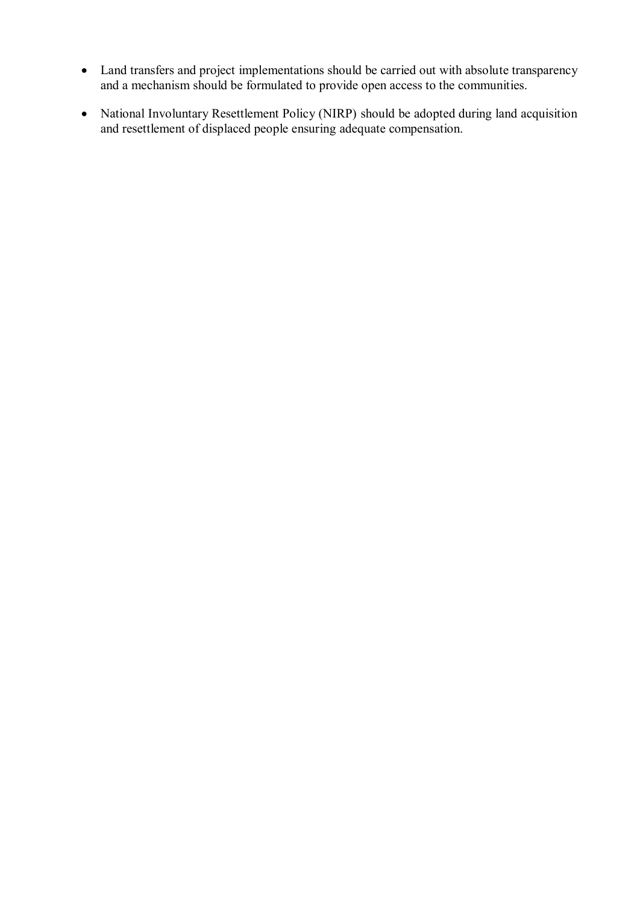- Land transfers and project implementations should be carried out with absolute transparency and a mechanism should be formulated to provide open access to the communities.
- National Involuntary Resettlement Policy (NIRP) should be adopted during land acquisition and resettlement of displaced people ensuring adequate compensation.